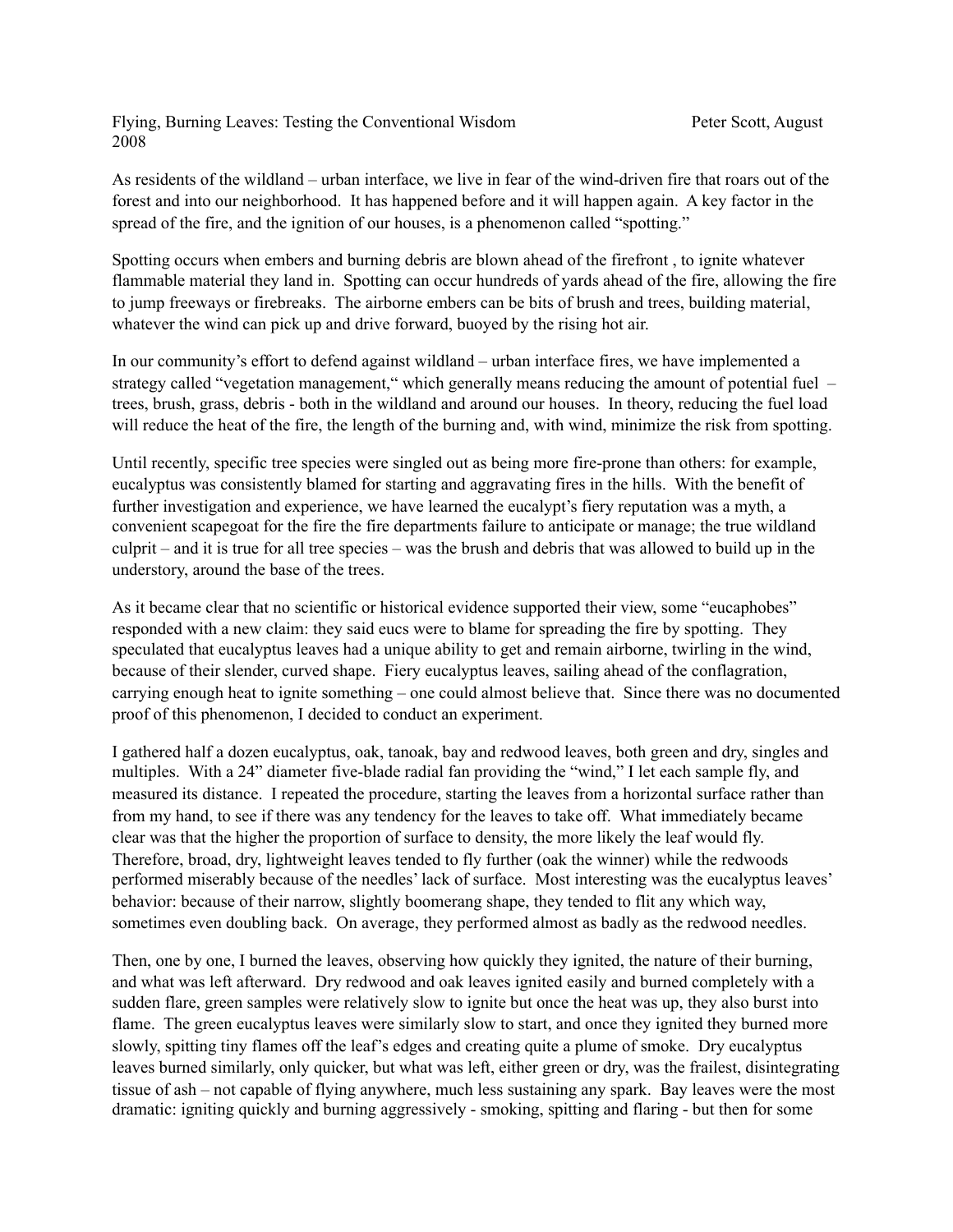Flying, Burning Leaves: Testing the Conventional Wisdom Peter Scott, August 2008

As residents of the wildland – urban interface, we live in fear of the wind-driven fire that roars out of the forest and into our neighborhood. It has happened before and it will happen again. A key factor in the spread of the fire, and the ignition of our houses, is a phenomenon called "spotting."

Spotting occurs when embers and burning debris are blown ahead of the firefront , to ignite whatever flammable material they land in. Spotting can occur hundreds of yards ahead of the fire, allowing the fire to jump freeways or firebreaks. The airborne embers can be bits of brush and trees, building material, whatever the wind can pick up and drive forward, buoyed by the rising hot air.

In our community's effort to defend against wildland – urban interface fires, we have implemented a strategy called "vegetation management," which generally means reducing the amount of potential fuel – trees, brush, grass, debris - both in the wildland and around our houses. In theory, reducing the fuel load will reduce the heat of the fire, the length of the burning and, with wind, minimize the risk from spotting.

Until recently, specific tree species were singled out as being more fire-prone than others: for example, eucalyptus was consistently blamed for starting and aggravating fires in the hills. With the benefit of further investigation and experience, we have learned the eucalypt's fiery reputation was a myth, a convenient scapegoat for the fire the fire departments failure to anticipate or manage; the true wildland culprit – and it is true for all tree species – was the brush and debris that was allowed to build up in the understory, around the base of the trees.

As it became clear that no scientific or historical evidence supported their view, some "eucaphobes" responded with a new claim: they said eucs were to blame for spreading the fire by spotting. They speculated that eucalyptus leaves had a unique ability to get and remain airborne, twirling in the wind, because of their slender, curved shape. Fiery eucalyptus leaves, sailing ahead of the conflagration, carrying enough heat to ignite something – one could almost believe that. Since there was no documented proof of this phenomenon, I decided to conduct an experiment.

I gathered half a dozen eucalyptus, oak, tanoak, bay and redwood leaves, both green and dry, singles and multiples. With a 24" diameter five-blade radial fan providing the "wind," I let each sample fly, and measured its distance. I repeated the procedure, starting the leaves from a horizontal surface rather than from my hand, to see if there was any tendency for the leaves to take off. What immediately became clear was that the higher the proportion of surface to density, the more likely the leaf would fly. Therefore, broad, dry, lightweight leaves tended to fly further (oak the winner) while the redwoods performed miserably because of the needles' lack of surface. Most interesting was the eucalyptus leaves' behavior: because of their narrow, slightly boomerang shape, they tended to flit any which way, sometimes even doubling back. On average, they performed almost as badly as the redwood needles.

Then, one by one, I burned the leaves, observing how quickly they ignited, the nature of their burning, and what was left afterward. Dry redwood and oak leaves ignited easily and burned completely with a sudden flare, green samples were relatively slow to ignite but once the heat was up, they also burst into flame. The green eucalyptus leaves were similarly slow to start, and once they ignited they burned more slowly, spitting tiny flames off the leaf's edges and creating quite a plume of smoke. Dry eucalyptus leaves burned similarly, only quicker, but what was left, either green or dry, was the frailest, disintegrating tissue of ash – not capable of flying anywhere, much less sustaining any spark. Bay leaves were the most dramatic: igniting quickly and burning aggressively - smoking, spitting and flaring - but then for some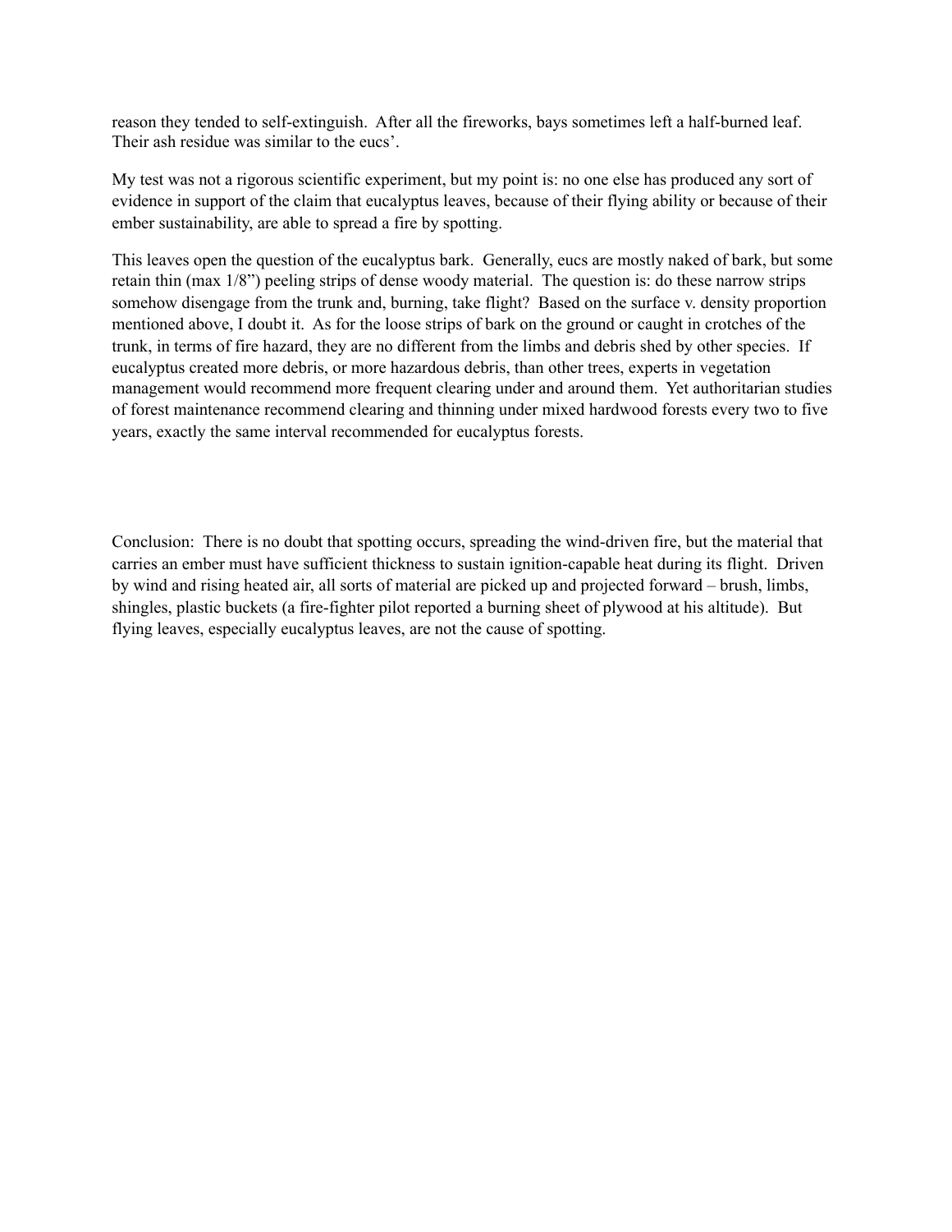reason they tended to self-extinguish. After all the fireworks, bays sometimes left a half-burned leaf. Their ash residue was similar to the eucs'.

My test was not a rigorous scientific experiment, but my point is: no one else has produced any sort of evidence in support of the claim that eucalyptus leaves, because of their flying ability or because of their ember sustainability, are able to spread a fire by spotting.

This leaves open the question of the eucalyptus bark. Generally, eucs are mostly naked of bark, but some retain thin (max 1/8") peeling strips of dense woody material. The question is: do these narrow strips somehow disengage from the trunk and, burning, take flight? Based on the surface v. density proportion mentioned above, I doubt it. As for the loose strips of bark on the ground or caught in crotches of the trunk, in terms of fire hazard, they are no different from the limbs and debris shed by other species. If eucalyptus created more debris, or more hazardous debris, than other trees, experts in vegetation management would recommend more frequent clearing under and around them. Yet authoritarian studies of forest maintenance recommend clearing and thinning under mixed hardwood forests every two to five years, exactly the same interval recommended for eucalyptus forests.

Conclusion: There is no doubt that spotting occurs, spreading the wind-driven fire, but the material that carries an ember must have sufficient thickness to sustain ignition-capable heat during its flight. Driven by wind and rising heated air, all sorts of material are picked up and projected forward – brush, limbs, shingles, plastic buckets (a fire-fighter pilot reported a burning sheet of plywood at his altitude). But flying leaves, especially eucalyptus leaves, are not the cause of spotting.